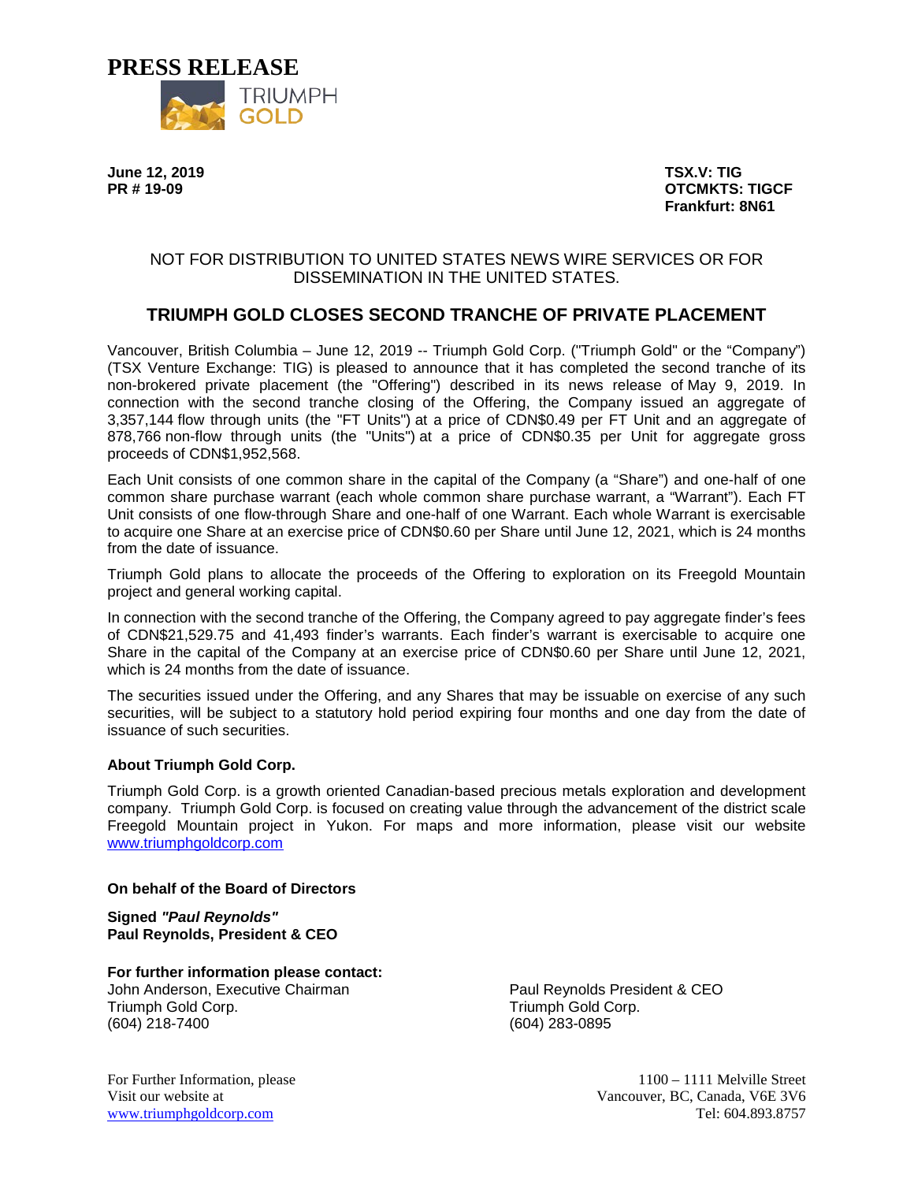# PRESS RELEASE

TRIUMPH GOLD

**June 12, 2019**
**PR # 19-09**

**TSX.V: TIG**
**OTCMKTS: TIGCF**
**Frankfurt: 8N61**

NOT FOR DISTRIBUTION TO UNITED STATES NEWS WIRE SERVICES OR FOR DISSEMINATION IN THE UNITED STATES.

## TRIUMPH GOLD CLOSES SECOND TRANCHE OF PRIVATE PLACEMENT

Vancouver, British Columbia – June 12, 2019 -- Triumph Gold Corp. ("Triumph Gold" or the “Company”) (TSX Venture Exchange: TIG) is pleased to announce that it has completed the second tranche of its non-brokered private placement (the "Offering") described in its news release of May 9, 2019. In connection with the second tranche closing of the Offering, the Company issued an aggregate of 3,357,144 flow through units (the "FT Units") at a price of CDN$0.49 per FT Unit and an aggregate of 878,766 non-flow through units (the "Units") at a price of CDN$0.35 per Unit for aggregate gross proceeds of CDN$1,952,568.

Each Unit consists of one common share in the capital of the Company (a “Share”) and one-half of one common share purchase warrant (each whole common share purchase warrant, a “Warrant”). Each FT Unit consists of one flow-through Share and one-half of one Warrant. Each whole Warrant is exercisable to acquire one Share at an exercise price of CDN$0.60 per Share until June 12, 2021, which is 24 months from the date of issuance.

Triumph Gold plans to allocate the proceeds of the Offering to exploration on its Freegold Mountain project and general working capital.

In connection with the second tranche of the Offering, the Company agreed to pay aggregate finder’s fees of CDN$21,529.75 and 41,493 finder’s warrants. Each finder’s warrant is exercisable to acquire one Share in the capital of the Company at an exercise price of CDN$0.60 per Share until June 12, 2021, which is 24 months from the date of issuance.

The securities issued under the Offering, and any Shares that may be issuable on exercise of any such securities, will be subject to a statutory hold period expiring four months and one day from the date of issuance of such securities.

**About Triumph Gold Corp.**

Triumph Gold Corp. is a growth oriented Canadian-based precious metals exploration and development company. Triumph Gold Corp. is focused on creating value through the advancement of the district scale Freegold Mountain project in Yukon. For maps and more information, please visit our website www.triumphgoldcorp.com

**On behalf of the Board of Directors**

**Signed *"Paul Reynolds"***
**Paul Reynolds, President & CEO**

**For further information please contact:**

John Anderson, Executive Chairman
Triumph Gold Corp.
(604) 218-7400

Paul Reynolds President & CEO
Triumph Gold Corp.
(604) 283-0895

For Further Information, please
Visit our website at
www.triumphgoldcorp.com

1100 – 1111 Melville Street
Vancouver, BC, Canada, V6E 3V6
Tel: 604.893.8757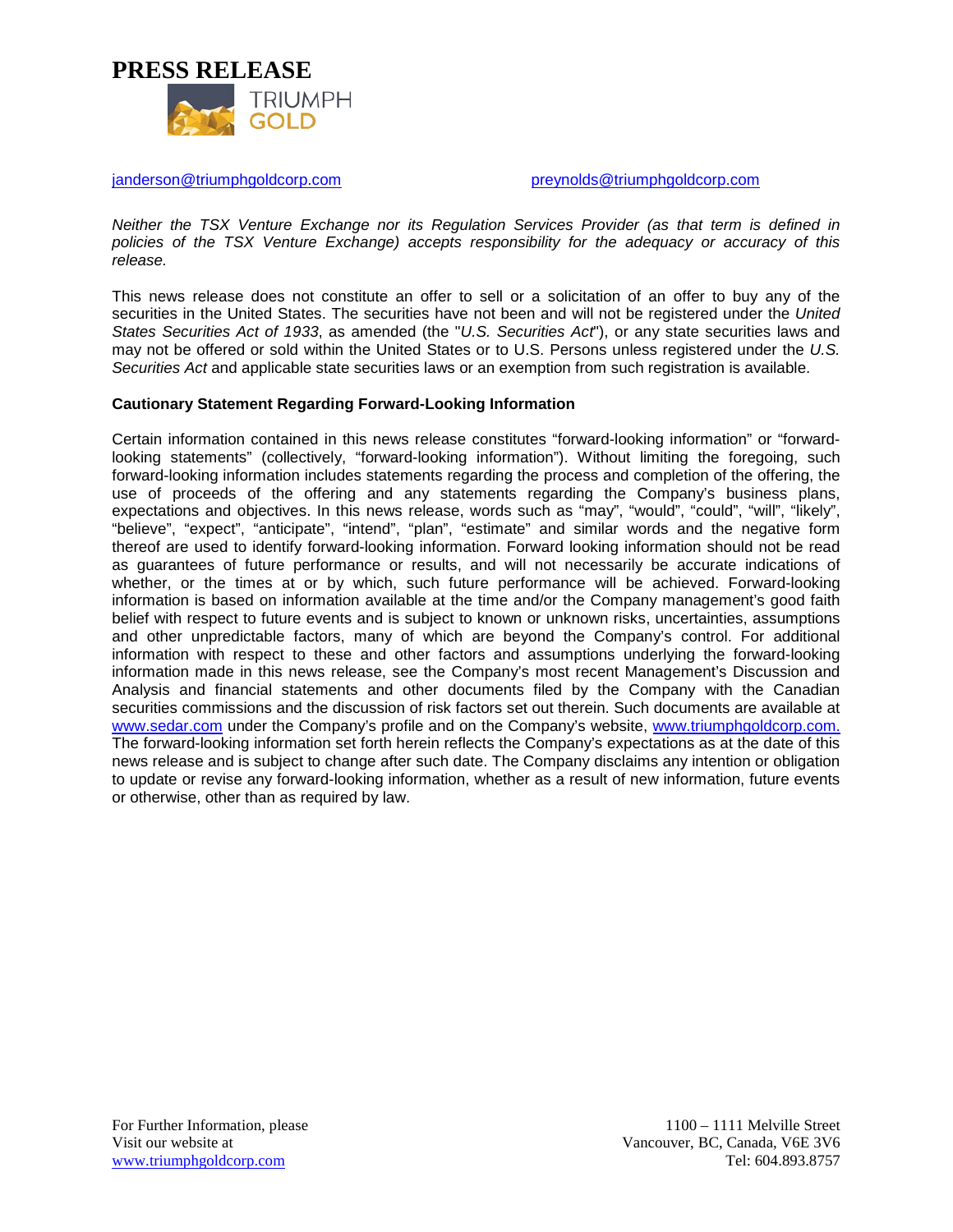# PRESS RELEASE

TRIUMPH GOLD

janderson@triumphgoldcorp.com preynolds@triumphgoldcorp.com

*Neither the TSX Venture Exchange nor its Regulation Services Provider (as that term is defined in policies of the TSX Venture Exchange) accepts responsibility for the adequacy or accuracy of this release.*

This news release does not constitute an offer to sell or a solicitation of an offer to buy any of the securities in the United States. The securities have not been and will not be registered under the *United States Securities Act of 1933*, as amended (the "*U.S. Securities Act*"), or any state securities laws and may not be offered or sold within the United States or to U.S. Persons unless registered under the *U.S. Securities Act* and applicable state securities laws or an exemption from such registration is available.

**Cautionary Statement Regarding Forward-Looking Information**

Certain information contained in this news release constitutes "forward-looking information" or "forward-looking statements" (collectively, "forward-looking information"). Without limiting the foregoing, such forward-looking information includes statements regarding the process and completion of the offering, the use of proceeds of the offering and any statements regarding the Company's business plans, expectations and objectives. In this news release, words such as "may", "would", "could", "will", "likely", "believe", "expect", "anticipate", "intend", "plan", "estimate" and similar words and the negative form thereof are used to identify forward-looking information. Forward looking information should not be read as guarantees of future performance or results, and will not necessarily be accurate indications of whether, or the times at or by which, such future performance will be achieved. Forward-looking information is based on information available at the time and/or the Company management's good faith belief with respect to future events and is subject to known or unknown risks, uncertainties, assumptions and other unpredictable factors, many of which are beyond the Company's control. For additional information with respect to these and other factors and assumptions underlying the forward-looking information made in this news release, see the Company's most recent Management's Discussion and Analysis and financial statements and other documents filed by the Company with the Canadian securities commissions and the discussion of risk factors set out therein. Such documents are available at www.sedar.com under the Company's profile and on the Company's website, www.triumphgoldcorp.com. The forward-looking information set forth herein reflects the Company's expectations as at the date of this news release and is subject to change after such date. The Company disclaims any intention or obligation to update or revise any forward-looking information, whether as a result of new information, future events or otherwise, other than as required by law.

For Further Information, please
Visit our website at
www.triumphgoldcorp.com

1100 – 1111 Melville Street
Vancouver, BC, Canada, V6E 3V6
Tel: 604.893.8757